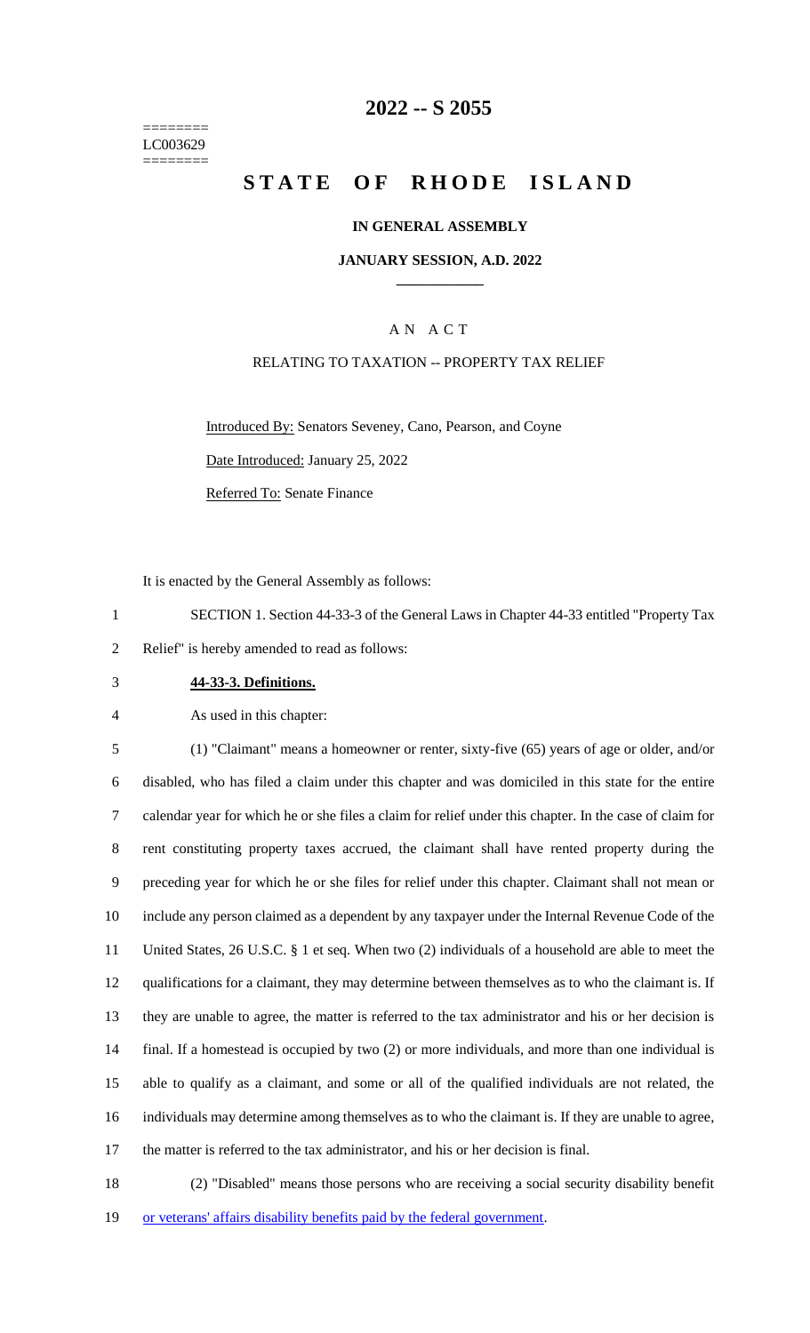========
LC003629
========

# 2022 -- S 2055

# STATE OF RHODE ISLAND

## IN GENERAL ASSEMBLY

## JANUARY SESSION, A.D. 2022

### A N A C T

### RELATING TO TAXATION -- PROPERTY TAX RELIEF

Introduced By: Senators Seveney, Cano, Pearson, and Coyne

Date Introduced: January 25, 2022

Referred To: Senate Finance

It is enacted by the General Assembly as follows:

1 SECTION 1. Section 44-33-3 of the General Laws in Chapter 44-33 entitled "Property Tax
2 Relief" is hereby amended to read as follows:

3 **44-33-3. Definitions.**

4 As used in this chapter:

5 (1) "Claimant" means a homeowner or renter, sixty-five (65) years of age or older, and/or
6 disabled, who has filed a claim under this chapter and was domiciled in this state for the entire
7 calendar year for which he or she files a claim for relief under this chapter. In the case of claim for
8 rent constituting property taxes accrued, the claimant shall have rented property during the
9 preceding year for which he or she files for relief under this chapter. Claimant shall not mean or
10 include any person claimed as a dependent by any taxpayer under the Internal Revenue Code of the
11 United States, 26 U.S.C. § 1 et seq. When two (2) individuals of a household are able to meet the
12 qualifications for a claimant, they may determine between themselves as to who the claimant is. If
13 they are unable to agree, the matter is referred to the tax administrator and his or her decision is
14 final. If a homestead is occupied by two (2) or more individuals, and more than one individual is
15 able to qualify as a claimant, and some or all of the qualified individuals are not related, the
16 individuals may determine among themselves as to who the claimant is. If they are unable to agree,
17 the matter is referred to the tax administrator, and his or her decision is final.

18 (2) "Disabled" means those persons who are receiving a social security disability benefit
19 or veterans' affairs disability benefits paid by the federal government.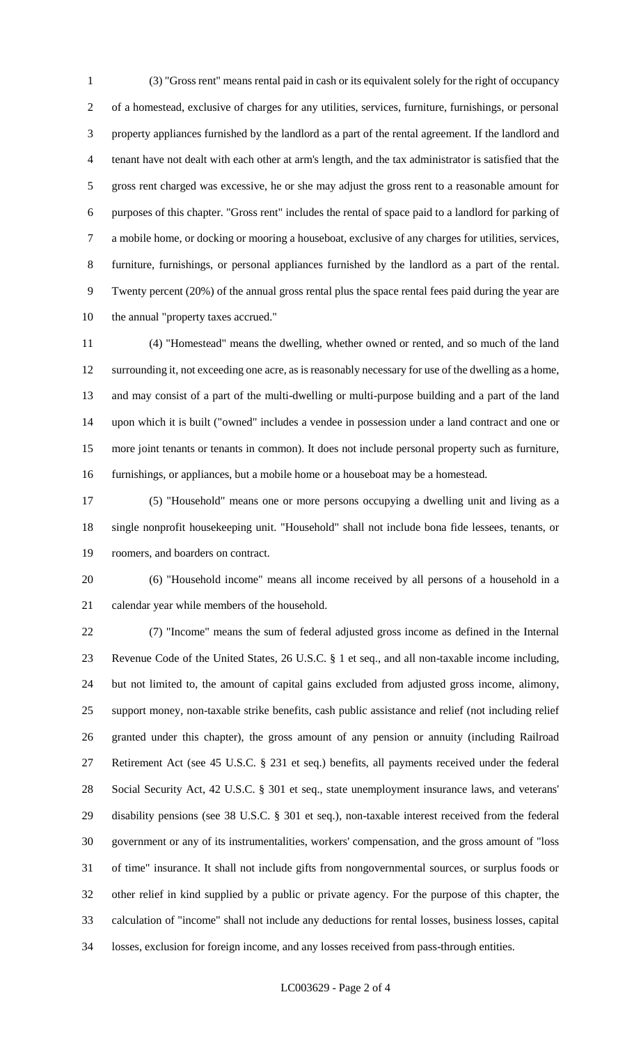(3) "Gross rent" means rental paid in cash or its equivalent solely for the right of occupancy of a homestead, exclusive of charges for any utilities, services, furniture, furnishings, or personal property appliances furnished by the landlord as a part of the rental agreement. If the landlord and tenant have not dealt with each other at arm's length, and the tax administrator is satisfied that the gross rent charged was excessive, he or she may adjust the gross rent to a reasonable amount for purposes of this chapter. "Gross rent" includes the rental of space paid to a landlord for parking of a mobile home, or docking or mooring a houseboat, exclusive of any charges for utilities, services, furniture, furnishings, or personal appliances furnished by the landlord as a part of the rental. Twenty percent (20%) of the annual gross rental plus the space rental fees paid during the year are the annual "property taxes accrued."

(4) "Homestead" means the dwelling, whether owned or rented, and so much of the land surrounding it, not exceeding one acre, as is reasonably necessary for use of the dwelling as a home, and may consist of a part of the multi-dwelling or multi-purpose building and a part of the land upon which it is built ("owned" includes a vendee in possession under a land contract and one or more joint tenants or tenants in common). It does not include personal property such as furniture, furnishings, or appliances, but a mobile home or a houseboat may be a homestead.

(5) "Household" means one or more persons occupying a dwelling unit and living as a single nonprofit housekeeping unit. "Household" shall not include bona fide lessees, tenants, or roomers, and boarders on contract.

(6) "Household income" means all income received by all persons of a household in a calendar year while members of the household.

(7) "Income" means the sum of federal adjusted gross income as defined in the Internal Revenue Code of the United States, 26 U.S.C. § 1 et seq., and all non-taxable income including, but not limited to, the amount of capital gains excluded from adjusted gross income, alimony, support money, non-taxable strike benefits, cash public assistance and relief (not including relief granted under this chapter), the gross amount of any pension or annuity (including Railroad Retirement Act (see 45 U.S.C. § 231 et seq.) benefits, all payments received under the federal Social Security Act, 42 U.S.C. § 301 et seq., state unemployment insurance laws, and veterans' disability pensions (see 38 U.S.C. § 301 et seq.), non-taxable interest received from the federal government or any of its instrumentalities, workers' compensation, and the gross amount of "loss of time" insurance. It shall not include gifts from nongovernmental sources, or surplus foods or other relief in kind supplied by a public or private agency. For the purpose of this chapter, the calculation of "income" shall not include any deductions for rental losses, business losses, capital losses, exclusion for foreign income, and any losses received from pass-through entities.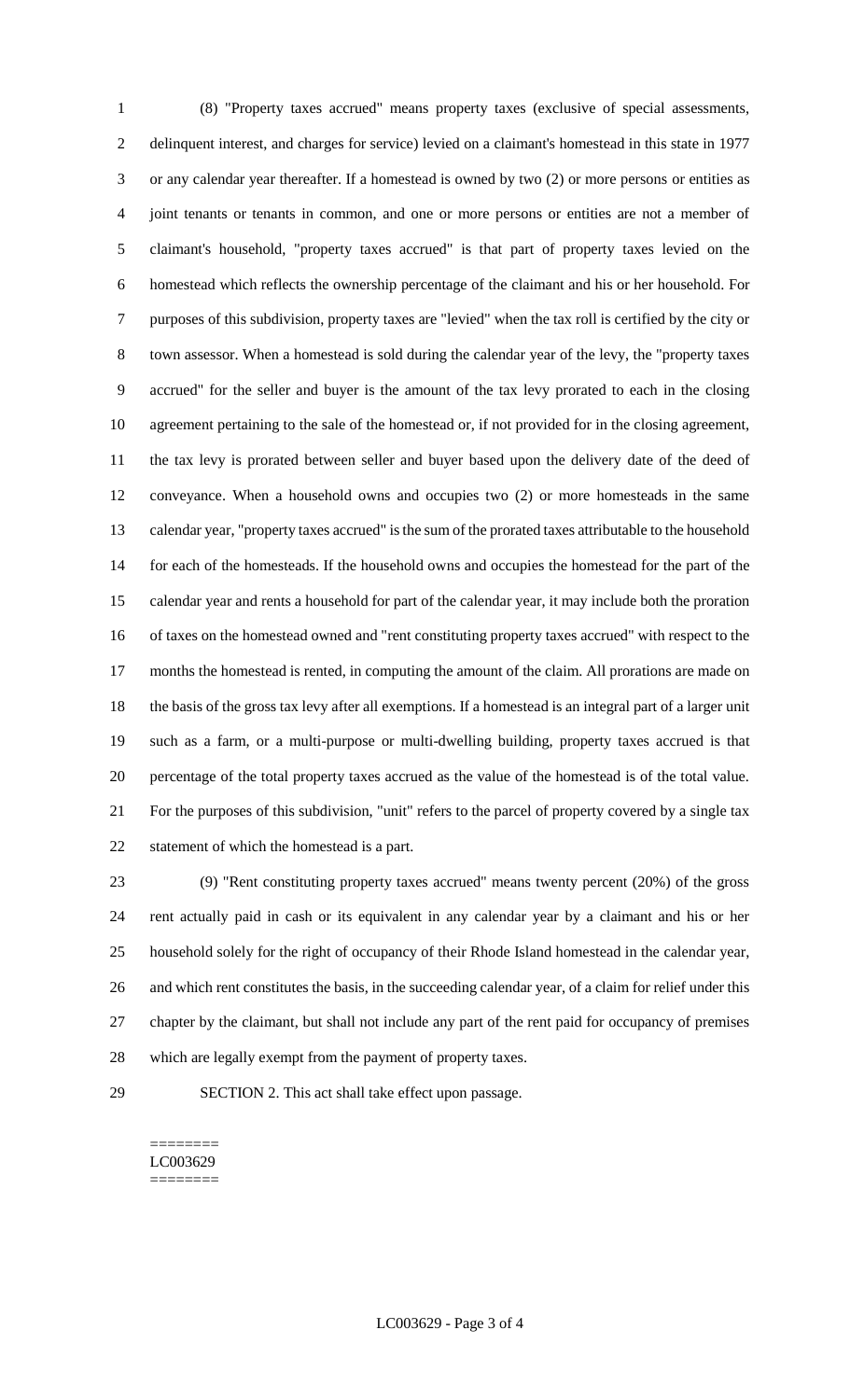(8) "Property taxes accrued" means property taxes (exclusive of special assessments, delinquent interest, and charges for service) levied on a claimant's homestead in this state in 1977 or any calendar year thereafter. If a homestead is owned by two (2) or more persons or entities as joint tenants or tenants in common, and one or more persons or entities are not a member of claimant's household, "property taxes accrued" is that part of property taxes levied on the homestead which reflects the ownership percentage of the claimant and his or her household. For purposes of this subdivision, property taxes are "levied" when the tax roll is certified by the city or town assessor. When a homestead is sold during the calendar year of the levy, the "property taxes accrued" for the seller and buyer is the amount of the tax levy prorated to each in the closing agreement pertaining to the sale of the homestead or, if not provided for in the closing agreement, the tax levy is prorated between seller and buyer based upon the delivery date of the deed of conveyance. When a household owns and occupies two (2) or more homesteads in the same calendar year, "property taxes accrued" is the sum of the prorated taxes attributable to the household for each of the homesteads. If the household owns and occupies the homestead for the part of the calendar year and rents a household for part of the calendar year, it may include both the proration of taxes on the homestead owned and "rent constituting property taxes accrued" with respect to the months the homestead is rented, in computing the amount of the claim. All prorations are made on the basis of the gross tax levy after all exemptions. If a homestead is an integral part of a larger unit such as a farm, or a multi-purpose or multi-dwelling building, property taxes accrued is that percentage of the total property taxes accrued as the value of the homestead is of the total value. For the purposes of this subdivision, "unit" refers to the parcel of property covered by a single tax statement of which the homestead is a part.

(9) "Rent constituting property taxes accrued" means twenty percent (20%) of the gross rent actually paid in cash or its equivalent in any calendar year by a claimant and his or her household solely for the right of occupancy of their Rhode Island homestead in the calendar year, and which rent constitutes the basis, in the succeeding calendar year, of a claim for relief under this chapter by the claimant, but shall not include any part of the rent paid for occupancy of premises which are legally exempt from the payment of property taxes.

SECTION 2. This act shall take effect upon passage.

========
LC003629
========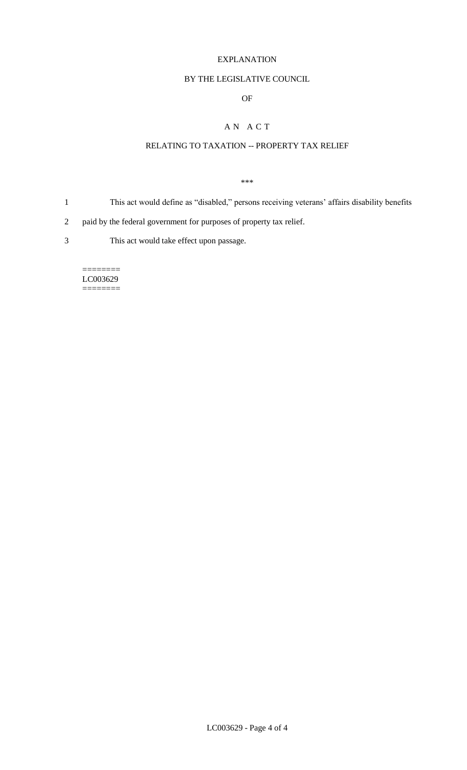EXPLANATION

BY THE LEGISLATIVE COUNCIL

OF

A N A C T

RELATING TO TAXATION -- PROPERTY TAX RELIEF

***

1 This act would define as “disabled,” persons receiving veterans’ affairs disability benefits

2 paid by the federal government for purposes of property tax relief.

3 This act would take effect upon passage.

========
LC003629
========